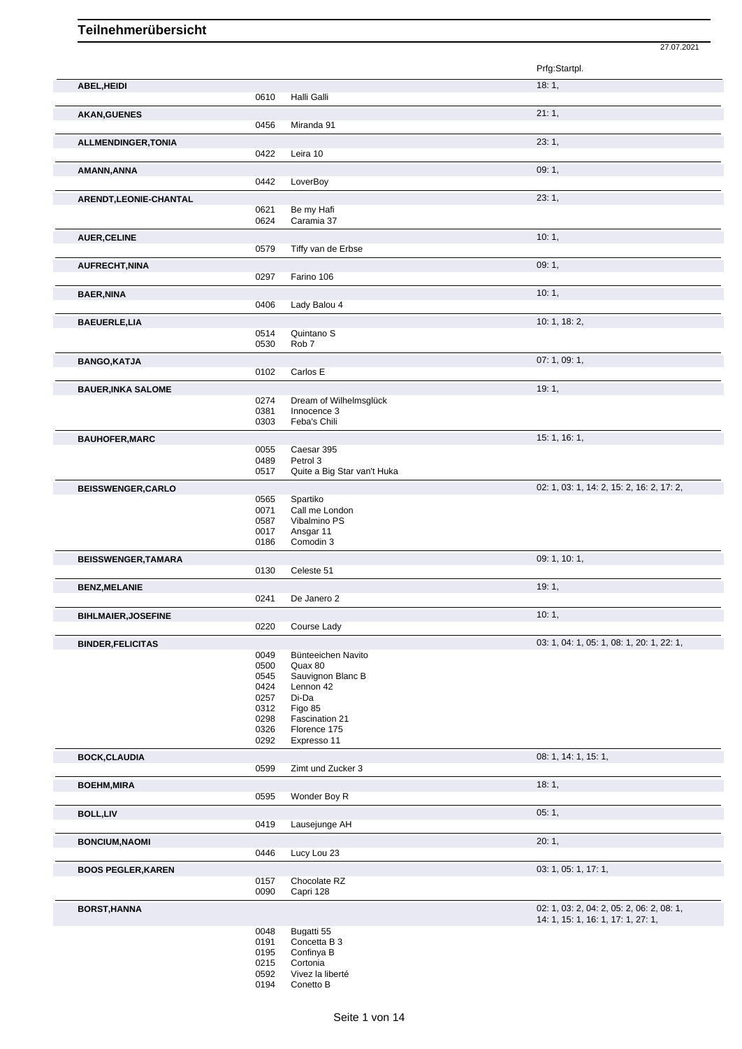# Teilnehmerübersicht

27.07.2021

| Teilnehmer | Nr. | Pferd | Prfg:Startpl. |
|---|---|---|---|
| **ABEL,HEIDI** | | | 18: 1, |
| | 0610 | Halli Galli | |
| **AKAN,GUENES** | | | 21: 1, |
| | 0456 | Miranda 91 | |
| **ALLMENDINGER,TONIA** | | | 23: 1, |
| | 0422 | Leira 10 | |
| **AMANN,ANNA** | | | 09: 1, |
| | 0442 | LoverBoy | |
| **ARENDT,LEONIE-CHANTAL** | | | 23: 1, |
| | 0621 | Be my Hafi | |
| | 0624 | Caramia 37 | |
| **AUER,CELINE** | | | 10: 1, |
| | 0579 | Tiffy van de Erbse | |
| **AUFRECHT,NINA** | | | 09: 1, |
| | 0297 | Farino 106 | |
| **BAER,NINA** | | | 10: 1, |
| | 0406 | Lady Balou 4 | |
| **BAEUERLE,LIA** | | | 10: 1, 18: 2, |
| | 0514 | Quintano S | |
| | 0530 | Rob 7 | |
| **BANGO,KATJA** | | | 07: 1, 09: 1, |
| | 0102 | Carlos E | |
| **BAUER,INKA SALOME** | | | 19: 1, |
| | 0274 | Dream of Wilhelmsglück | |
| | 0381 | Innocence 3 | |
| | 0303 | Feba's Chili | |
| **BAUHOFER,MARC** | | | 15: 1, 16: 1, |
| | 0055 | Caesar 395 | |
| | 0489 | Petrol 3 | |
| | 0517 | Quite a Big Star van't Huka | |
| **BEISSWENGER,CARLO** | | | 02: 1, 03: 1, 14: 2, 15: 2, 16: 2, 17: 2, |
| | 0565 | Spartiko | |
| | 0071 | Call me London | |
| | 0587 | Vibalmino PS | |
| | 0017 | Ansgar 11 | |
| | 0186 | Comodin 3 | |
| **BEISSWENGER,TAMARA** | | | 09: 1, 10: 1, |
| | 0130 | Celeste 51 | |
| **BENZ,MELANIE** | | | 19: 1, |
| | 0241 | De Janero 2 | |
| **BIHLMAIER,JOSEFINE** | | | 10: 1, |
| | 0220 | Course Lady | |
| **BINDER,FELICITAS** | | | 03: 1, 04: 1, 05: 1, 08: 1, 20: 1, 22: 1, |
| | 0049 | Bünteeichen Navito | |
| | 0500 | Quax 80 | |
| | 0545 | Sauvignon Blanc B | |
| | 0424 | Lennon 42 | |
| | 0257 | Di-Da | |
| | 0312 | Figo 85 | |
| | 0298 | Fascination 21 | |
| | 0326 | Florence 175 | |
| | 0292 | Expresso 11 | |
| **BOCK,CLAUDIA** | | | 08: 1, 14: 1, 15: 1, |
| | 0599 | Zimt und Zucker 3 | |
| **BOEHM,MIRA** | | | 18: 1, |
| | 0595 | Wonder Boy R | |
| **BOLL,LIV** | | | 05: 1, |
| | 0419 | Lausejunge AH | |
| **BONCIUM,NAOMI** | | | 20: 1, |
| | 0446 | Lucy Lou 23 | |
| **BOOS PEGLER,KAREN** | | | 03: 1, 05: 1, 17: 1, |
| | 0157 | Chocolate RZ | |
| | 0090 | Capri 128 | |
| **BORST,HANNA** | | | 02: 1, 03: 2, 04: 2, 05: 2, 06: 2, 08: 1, 14: 1, 15: 1, 16: 1, 17: 1, 27: 1, |
| | 0048 | Bugatti 55 | |
| | 0191 | Concetta B 3 | |
| | 0195 | Confinya B | |
| | 0215 | Cortonia | |
| | 0592 | Vivez la liberté | |
| | 0194 | Conetto B | |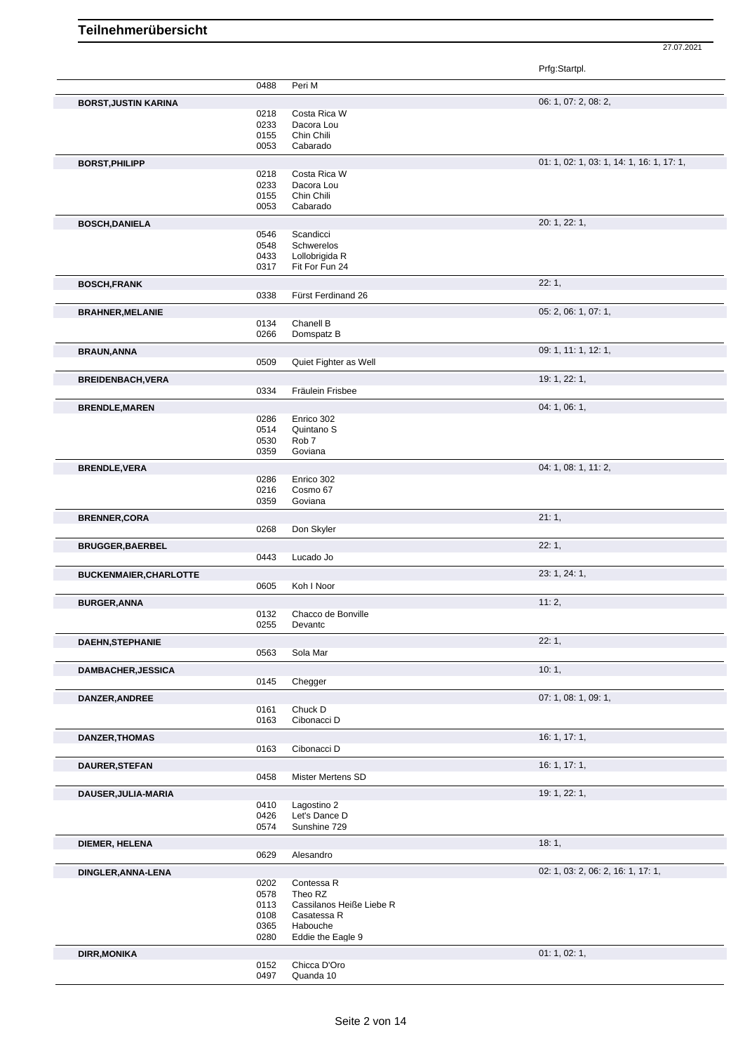# Teilnehmerübersicht

27.07.2021

| | | | Prfg:Startpl. |
|---|---|---|---|
| | 0488 | Peri M | |
| **BORST,JUSTIN KARINA** | | | 06: 1, 07: 2, 08: 2, |
| | 0218 | Costa Rica W | |
| | 0233 | Dacora Lou | |
| | 0155 | Chin Chili | |
| | 0053 | Cabarado | |
| **BORST,PHILIPP** | | | 01: 1, 02: 1, 03: 1, 14: 1, 16: 1, 17: 1, |
| | 0218 | Costa Rica W | |
| | 0233 | Dacora Lou | |
| | 0155 | Chin Chili | |
| | 0053 | Cabarado | |
| **BOSCH,DANIELA** | | | 20: 1, 22: 1, |
| | 0546 | Scandicci | |
| | 0548 | Schwerelos | |
| | 0433 | Lollobrigida R | |
| | 0317 | Fit For Fun 24 | |
| **BOSCH,FRANK** | | | 22: 1, |
| | 0338 | Fürst Ferdinand 26 | |
| **BRAHNER,MELANIE** | | | 05: 2, 06: 1, 07: 1, |
| | 0134 | Chanell B | |
| | 0266 | Domspatz B | |
| **BRAUN,ANNA** | | | 09: 1, 11: 1, 12: 1, |
| | 0509 | Quiet Fighter as Well | |
| **BREIDENBACH,VERA** | | | 19: 1, 22: 1, |
| | 0334 | Fräulein Frisbee | |
| **BRENDLE,MAREN** | | | 04: 1, 06: 1, |
| | 0286 | Enrico 302 | |
| | 0514 | Quintano S | |
| | 0530 | Rob 7 | |
| | 0359 | Goviana | |
| **BRENDLE,VERA** | | | 04: 1, 08: 1, 11: 2, |
| | 0286 | Enrico 302 | |
| | 0216 | Cosmo 67 | |
| | 0359 | Goviana | |
| **BRENNER,CORA** | | | 21: 1, |
| | 0268 | Don Skyler | |
| **BRUGGER,BAERBEL** | | | 22: 1, |
| | 0443 | Lucado Jo | |
| **BUCKENMAIER,CHARLOTTE** | | | 23: 1, 24: 1, |
| | 0605 | Koh I Noor | |
| **BURGER,ANNA** | | | 11: 2, |
| | 0132 | Chacco de Bonville | |
| | 0255 | Devantc | |
| **DAEHN,STEPHANIE** | | | 22: 1, |
| | 0563 | Sola Mar | |
| **DAMBACHER,JESSICA** | | | 10: 1, |
| | 0145 | Chegger | |
| **DANZER,ANDREE** | | | 07: 1, 08: 1, 09: 1, |
| | 0161 | Chuck D | |
| | 0163 | Cibonacci D | |
| **DANZER,THOMAS** | | | 16: 1, 17: 1, |
| | 0163 | Cibonacci D | |
| **DAURER,STEFAN** | | | 16: 1, 17: 1, |
| | 0458 | Mister Mertens SD | |
| **DAUSER,JULIA-MARIA** | | | 19: 1, 22: 1, |
| | 0410 | Lagostino 2 | |
| | 0426 | Let's Dance D | |
| | 0574 | Sunshine 729 | |
| **DIEMER, HELENA** | | | 18: 1, |
| | 0629 | Alesandro | |
| **DINGLER,ANNA-LENA** | | | 02: 1, 03: 2, 06: 2, 16: 1, 17: 1, |
| | 0202 | Contessa R | |
| | 0578 | Theo RZ | |
| | 0113 | Cassilanos Heiße Liebe R | |
| | 0108 | Casatessa R | |
| | 0365 | Habouche | |
| | 0280 | Eddie the Eagle 9 | |
| **DIRR,MONIKA** | | | 01: 1, 02: 1, |
| | 0152 | Chicca D'Oro | |
| | 0497 | Quanda 10 | |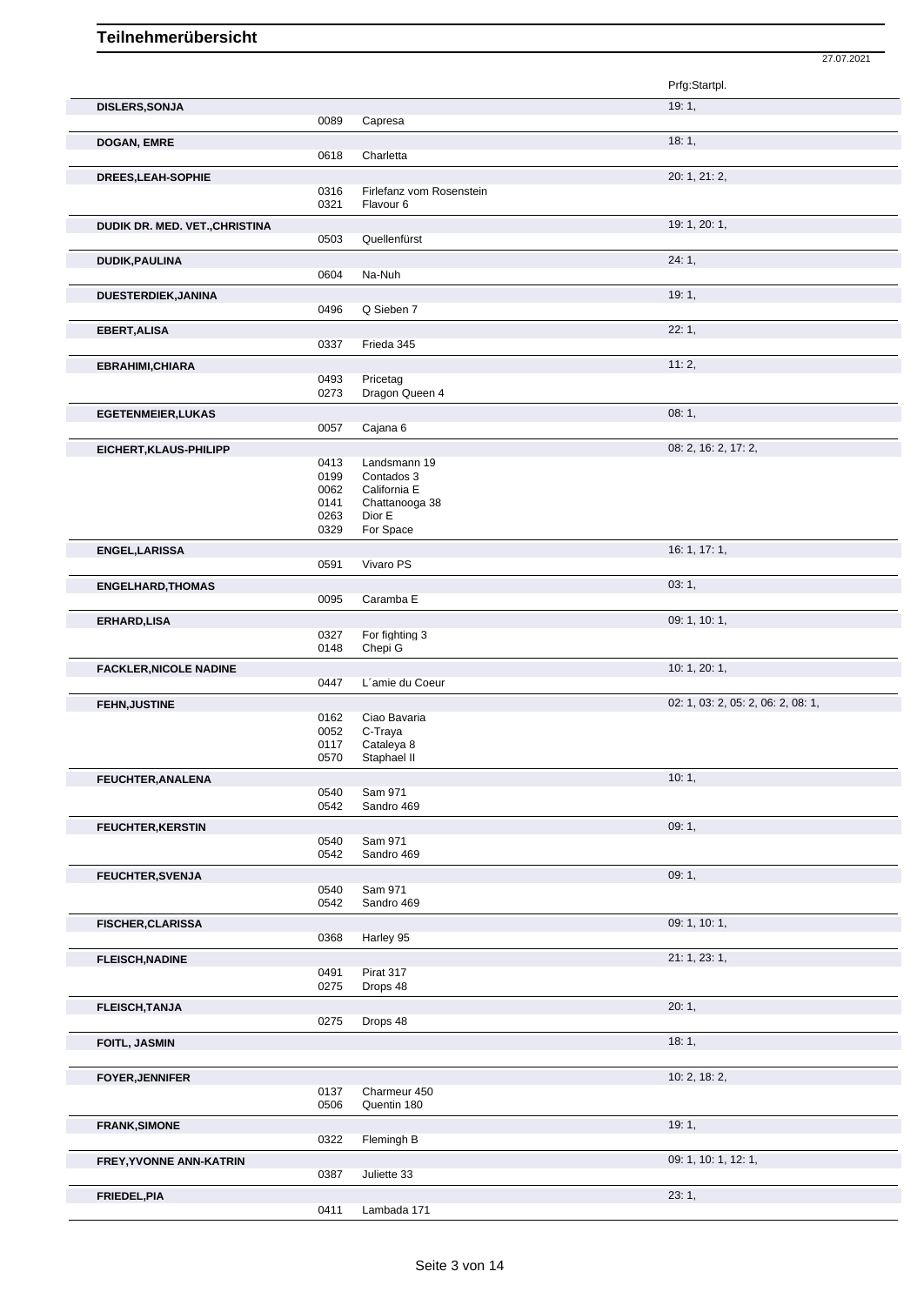# Teilnehmerübersicht

27.07.2021

| Name | Nr. | Pferd | Prfg:Startpl. |
|---|---|---|---|
| **DISLERS,SONJA** | | | 19: 1, |
| | 0089 | Capresa | |
| **DOGAN, EMRE** | | | 18: 1, |
| | 0618 | Charletta | |
| **DREES,LEAH-SOPHIE** | | | 20: 1, 21: 2, |
| | 0316 | Firlefanz vom Rosenstein | |
| | 0321 | Flavour 6 | |
| **DUDIK DR. MED. VET.,CHRISTINA** | | | 19: 1, 20: 1, |
| | 0503 | Quellenfürst | |
| **DUDIK,PAULINA** | | | 24: 1, |
| | 0604 | Na-Nuh | |
| **DUESTERDIEK,JANINA** | | | 19: 1, |
| | 0496 | Q Sieben 7 | |
| **EBERT,ALISA** | | | 22: 1, |
| | 0337 | Frieda 345 | |
| **EBRAHIMI,CHIARA** | | | 11: 2, |
| | 0493 | Pricetag | |
| | 0273 | Dragon Queen 4 | |
| **EGETENMEIER,LUKAS** | | | 08: 1, |
| | 0057 | Cajana 6 | |
| **EICHERT,KLAUS-PHILIPP** | | | 08: 2, 16: 2, 17: 2, |
| | 0413 | Landsmann 19 | |
| | 0199 | Contados 3 | |
| | 0062 | California E | |
| | 0141 | Chattanooga 38 | |
| | 0263 | Dior E | |
| | 0329 | For Space | |
| **ENGEL,LARISSA** | | | 16: 1, 17: 1, |
| | 0591 | Vivaro PS | |
| **ENGELHARD,THOMAS** | | | 03: 1, |
| | 0095 | Caramba E | |
| **ERHARD,LISA** | | | 09: 1, 10: 1, |
| | 0327 | For fighting 3 | |
| | 0148 | Chepi G | |
| **FACKLER,NICOLE NADINE** | | | 10: 1, 20: 1, |
| | 0447 | L´amie du Coeur | |
| **FEHN,JUSTINE** | | | 02: 1, 03: 2, 05: 2, 06: 2, 08: 1, |
| | 0162 | Ciao Bavaria | |
| | 0052 | C-Traya | |
| | 0117 | Cataleya 8 | |
| | 0570 | Staphael II | |
| **FEUCHTER,ANALENA** | | | 10: 1, |
| | 0540 | Sam 971 | |
| | 0542 | Sandro 469 | |
| **FEUCHTER,KERSTIN** | | | 09: 1, |
| | 0540 | Sam 971 | |
| | 0542 | Sandro 469 | |
| **FEUCHTER,SVENJA** | | | 09: 1, |
| | 0540 | Sam 971 | |
| | 0542 | Sandro 469 | |
| **FISCHER,CLARISSA** | | | 09: 1, 10: 1, |
| | 0368 | Harley 95 | |
| **FLEISCH,NADINE** | | | 21: 1, 23: 1, |
| | 0491 | Pirat 317 | |
| | 0275 | Drops 48 | |
| **FLEISCH,TANJA** | | | 20: 1, |
| | 0275 | Drops 48 | |
| **FOITL, JASMIN** | | | 18: 1, |
| **FOYER,JENNIFER** | | | 10: 2, 18: 2, |
| | 0137 | Charmeur 450 | |
| | 0506 | Quentin 180 | |
| **FRANK,SIMONE** | | | 19: 1, |
| | 0322 | Flemingh B | |
| **FREY,YVONNE ANN-KATRIN** | | | 09: 1, 10: 1, 12: 1, |
| | 0387 | Juliette 33 | |
| **FRIEDEL,PIA** | | | 23: 1, |
| | 0411 | Lambada 171 | |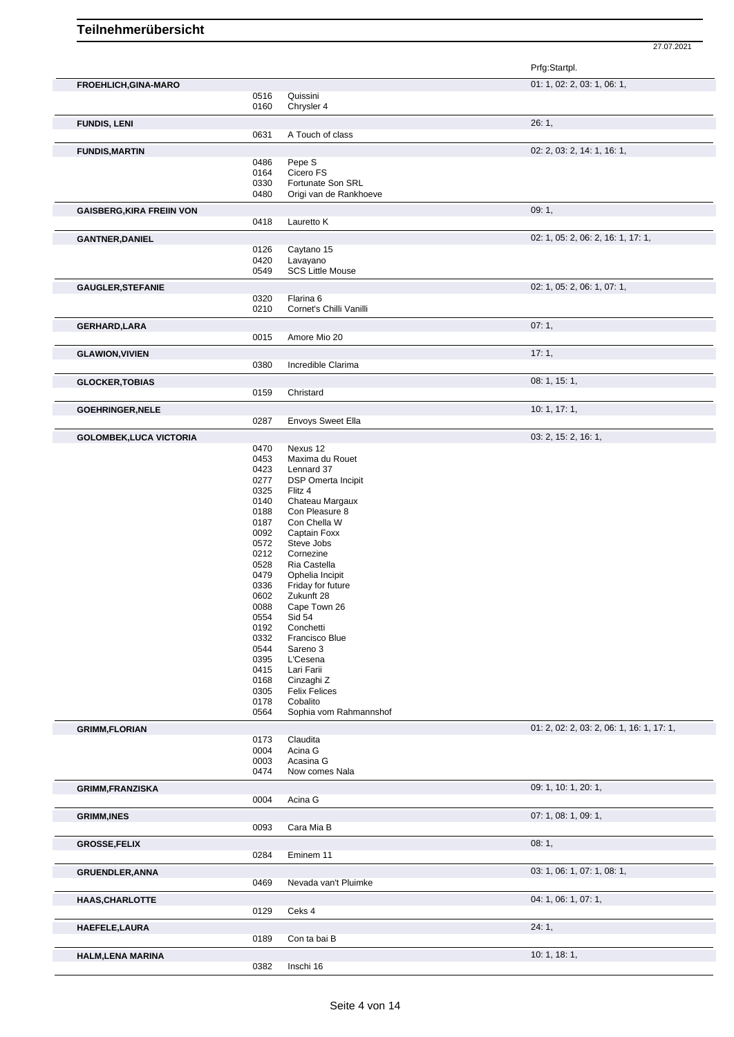# Teilnehmerübersicht

27.07.2021

| Teilnehmer | Nr. | Pferd | Prfg:Startpl. |
|---|---|---|---|
| **FROEHLICH,GINA-MARO** | | | 01: 1, 02: 2, 03: 1, 06: 1, |
| | 0516 | Quissini | |
| | 0160 | Chrysler 4 | |
| **FUNDIS, LENI** | | | 26: 1, |
| | 0631 | A Touch of class | |
| **FUNDIS,MARTIN** | | | 02: 2, 03: 2, 14: 1, 16: 1, |
| | 0486 | Pepe S | |
| | 0164 | Cicero FS | |
| | 0330 | Fortunate Son SRL | |
| | 0480 | Origi van de Rankhoeve | |
| **GAISBERG,KIRA FREIIN VON** | | | 09: 1, |
| | 0418 | Lauretto K | |
| **GANTNER,DANIEL** | | | 02: 1, 05: 2, 06: 2, 16: 1, 17: 1, |
| | 0126 | Caytano 15 | |
| | 0420 | Lavayano | |
| | 0549 | SCS Little Mouse | |
| **GAUGLER,STEFANIE** | | | 02: 1, 05: 2, 06: 1, 07: 1, |
| | 0320 | Flarina 6 | |
| | 0210 | Cornet's Chilli Vanilli | |
| **GERHARD,LARA** | | | 07: 1, |
| | 0015 | Amore Mio 20 | |
| **GLAWION,VIVIEN** | | | 17: 1, |
| | 0380 | Incredible Clarima | |
| **GLOCKER,TOBIAS** | | | 08: 1, 15: 1, |
| | 0159 | Christard | |
| **GOEHRINGER,NELE** | | | 10: 1, 17: 1, |
| | 0287 | Envoys Sweet Ella | |
| **GOLOMBEK,LUCA VICTORIA** | | | 03: 2, 15: 2, 16: 1, |
| | 0470 | Nexus 12 | |
| | 0453 | Maxima du Rouet | |
| | 0423 | Lennard 37 | |
| | 0277 | DSP Omerta Incipit | |
| | 0325 | Flitz 4 | |
| | 0140 | Chateau Margaux | |
| | 0188 | Con Pleasure 8 | |
| | 0187 | Con Chella W | |
| | 0092 | Captain Foxx | |
| | 0572 | Steve Jobs | |
| | 0212 | Cornezine | |
| | 0528 | Ria Castella | |
| | 0479 | Ophelia Incipit | |
| | 0336 | Friday for future | |
| | 0602 | Zukunft 28 | |
| | 0088 | Cape Town 26 | |
| | 0554 | Sid 54 | |
| | 0192 | Conchetti | |
| | 0332 | Francisco Blue | |
| | 0544 | Sareno 3 | |
| | 0395 | L'Cesena | |
| | 0415 | Lari Farii | |
| | 0168 | Cinzaghi Z | |
| | 0305 | Felix Felices | |
| | 0178 | Cobalito | |
| | 0564 | Sophia vom Rahmannshof | |
| **GRIMM,FLORIAN** | | | 01: 2, 02: 2, 03: 2, 06: 1, 16: 1, 17: 1, |
| | 0173 | Claudita | |
| | 0004 | Acina G | |
| | 0003 | Acasina G | |
| | 0474 | Now comes Nala | |
| **GRIMM,FRANZISKA** | | | 09: 1, 10: 1, 20: 1, |
| | 0004 | Acina G | |
| **GRIMM,INES** | | | 07: 1, 08: 1, 09: 1, |
| | 0093 | Cara Mia B | |
| **GROSSE,FELIX** | | | 08: 1, |
| | 0284 | Eminem 11 | |
| **GRUENDLER,ANNA** | | | 03: 1, 06: 1, 07: 1, 08: 1, |
| | 0469 | Nevada van't Pluimke | |
| **HAAS,CHARLOTTE** | | | 04: 1, 06: 1, 07: 1, |
| | 0129 | Ceks 4 | |
| **HAEFELE,LAURA** | | | 24: 1, |
| | 0189 | Con ta bai B | |
| **HALM,LENA MARINA** | | | 10: 1, 18: 1, |
| | 0382 | Inschi 16 | |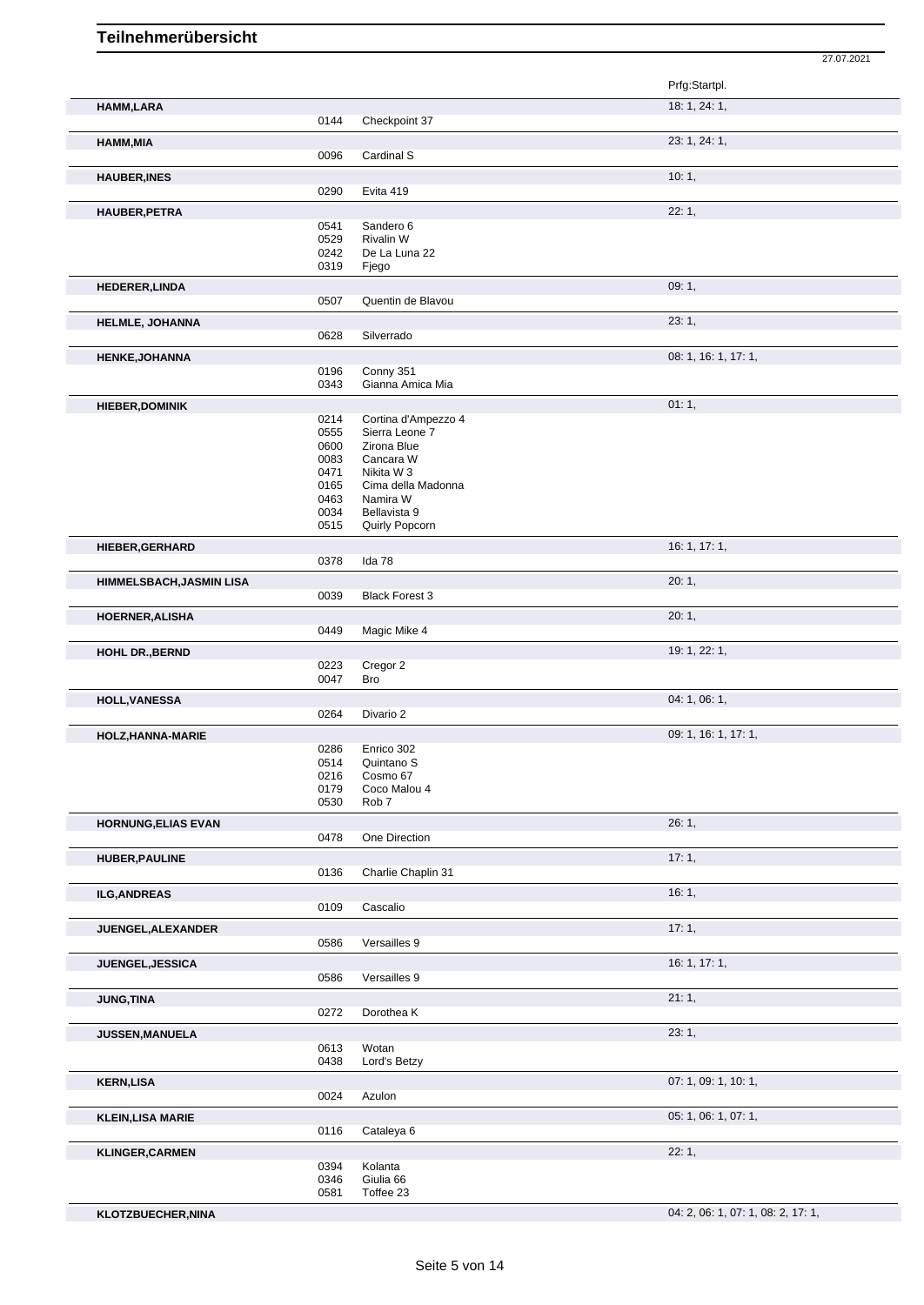# Teilnehmerübersicht

27.07.2021

| Name | Nr. | Pferd | Prfg:Startpl. |
|---|---|---|---|
| **HAMM,LARA** | | | 18: 1, 24: 1, |
| | 0144 | Checkpoint 37 | |
| **HAMM,MIA** | | | 23: 1, 24: 1, |
| | 0096 | Cardinal S | |
| **HAUBER,INES** | | | 10: 1, |
| | 0290 | Evita 419 | |
| **HAUBER,PETRA** | | | 22: 1, |
| | 0541 | Sandero 6 | |
| | 0529 | Rivalin W | |
| | 0242 | De La Luna 22 | |
| | 0319 | Fjego | |
| **HEDERER,LINDA** | | | 09: 1, |
| | 0507 | Quentin de Blavou | |
| **HELMLE, JOHANNA** | | | 23: 1, |
| | 0628 | Silverrado | |
| **HENKE,JOHANNA** | | | 08: 1, 16: 1, 17: 1, |
| | 0196 | Conny 351 | |
| | 0343 | Gianna Amica Mia | |
| **HIEBER,DOMINIK** | | | 01: 1, |
| | 0214 | Cortina d'Ampezzo 4 | |
| | 0555 | Sierra Leone 7 | |
| | 0600 | Zirona Blue | |
| | 0083 | Cancara W | |
| | 0471 | Nikita W 3 | |
| | 0165 | Cima della Madonna | |
| | 0463 | Namira W | |
| | 0034 | Bellavista 9 | |
| | 0515 | Quirly Popcorn | |
| **HIEBER,GERHARD** | | | 16: 1, 17: 1, |
| | 0378 | Ida 78 | |
| **HIMMELSBACH,JASMIN LISA** | | | 20: 1, |
| | 0039 | Black Forest 3 | |
| **HOERNER,ALISHA** | | | 20: 1, |
| | 0449 | Magic Mike 4 | |
| **HOHL DR.,BERND** | | | 19: 1, 22: 1, |
| | 0223 | Cregor 2 | |
| | 0047 | Bro | |
| **HOLL,VANESSA** | | | 04: 1, 06: 1, |
| | 0264 | Divario 2 | |
| **HOLZ,HANNA-MARIE** | | | 09: 1, 16: 1, 17: 1, |
| | 0286 | Enrico 302 | |
| | 0514 | Quintano S | |
| | 0216 | Cosmo 67 | |
| | 0179 | Coco Malou 4 | |
| | 0530 | Rob 7 | |
| **HORNUNG,ELIAS EVAN** | | | 26: 1, |
| | 0478 | One Direction | |
| **HUBER,PAULINE** | | | 17: 1, |
| | 0136 | Charlie Chaplin 31 | |
| **ILG,ANDREAS** | | | 16: 1, |
| | 0109 | Cascalio | |
| **JUENGEL,ALEXANDER** | | | 17: 1, |
| | 0586 | Versailles 9 | |
| **JUENGEL,JESSICA** | | | 16: 1, 17: 1, |
| | 0586 | Versailles 9 | |
| **JUNG,TINA** | | | 21: 1, |
| | 0272 | Dorothea K | |
| **JUSSEN,MANUELA** | | | 23: 1, |
| | 0613 | Wotan | |
| | 0438 | Lord's Betzy | |
| **KERN,LISA** | | | 07: 1, 09: 1, 10: 1, |
| | 0024 | Azulon | |
| **KLEIN,LISA MARIE** | | | 05: 1, 06: 1, 07: 1, |
| | 0116 | Cataleya 6 | |
| **KLINGER,CARMEN** | | | 22: 1, |
| | 0394 | Kolanta | |
| | 0346 | Giulia 66 | |
| | 0581 | Toffee 23 | |
| **KLOTZBUECHER,NINA** | | | 04: 2, 06: 1, 07: 1, 08: 2, 17: 1, |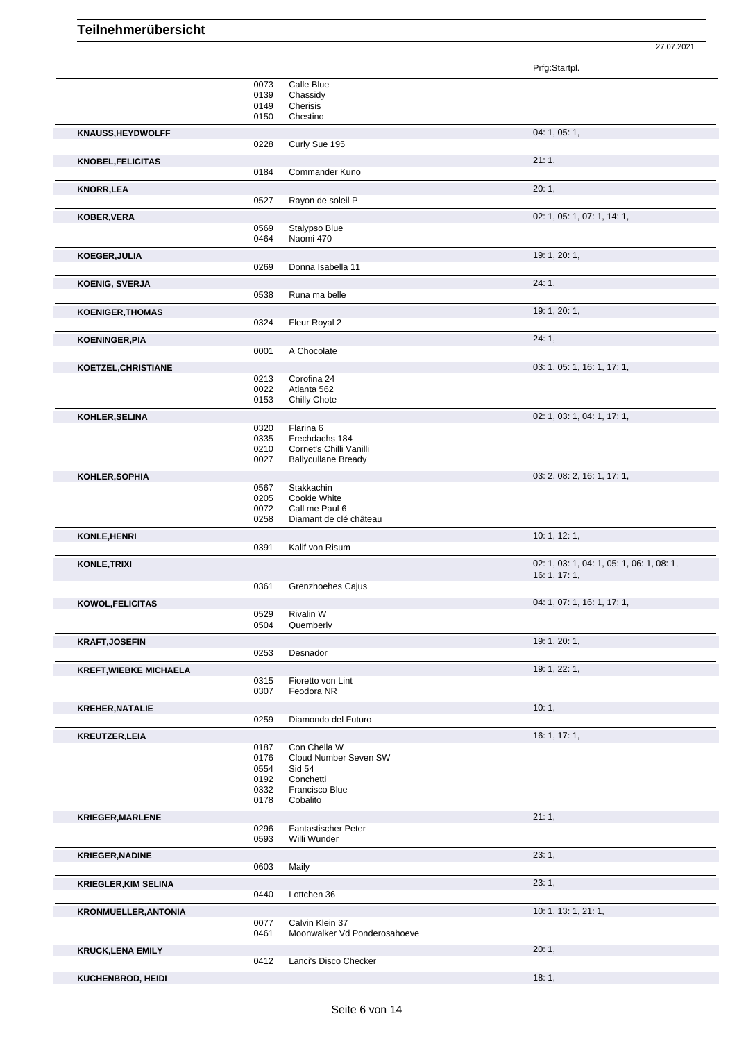# Teilnehmerübersicht

27.07.2021

| Name | Nr. | Pferd | Prfg:Startpl. |
|---|---|---|---|
| | 0073 | Calle Blue | |
| | 0139 | Chassidy | |
| | 0149 | Cherisis | |
| | 0150 | Chestino | |
| **KNAUSS,HEYDWOLFF** | | | 04: 1, 05: 1, |
| | 0228 | Curly Sue 195 | |
| **KNOBEL,FELICITAS** | | | 21: 1, |
| | 0184 | Commander Kuno | |
| **KNORR,LEA** | | | 20: 1, |
| | 0527 | Rayon de soleil P | |
| **KOBER,VERA** | | | 02: 1, 05: 1, 07: 1, 14: 1, |
| | 0569 | Stalypso Blue | |
| | 0464 | Naomi 470 | |
| **KOEGER,JULIA** | | | 19: 1, 20: 1, |
| | 0269 | Donna Isabella 11 | |
| **KOENIG, SVERJA** | | | 24: 1, |
| | 0538 | Runa ma belle | |
| **KOENIGER,THOMAS** | | | 19: 1, 20: 1, |
| | 0324 | Fleur Royal 2 | |
| **KOENINGER,PIA** | | | 24: 1, |
| | 0001 | A Chocolate | |
| **KOETZEL,CHRISTIANE** | | | 03: 1, 05: 1, 16: 1, 17: 1, |
| | 0213 | Corofina 24 | |
| | 0022 | Atlanta 562 | |
| | 0153 | Chilly Chote | |
| **KOHLER,SELINA** | | | 02: 1, 03: 1, 04: 1, 17: 1, |
| | 0320 | Flarina 6 | |
| | 0335 | Frechdachs 184 | |
| | 0210 | Cornet's Chilli Vanilli | |
| | 0027 | Ballycullane Bready | |
| **KOHLER,SOPHIA** | | | 03: 2, 08: 2, 16: 1, 17: 1, |
| | 0567 | Stakkachin | |
| | 0205 | Cookie White | |
| | 0072 | Call me Paul 6 | |
| | 0258 | Diamant de clé château | |
| **KONLE,HENRI** | | | 10: 1, 12: 1, |
| | 0391 | Kalif von Risum | |
| **KONLE,TRIXI** | | | 02: 1, 03: 1, 04: 1, 05: 1, 06: 1, 08: 1, 16: 1, 17: 1, |
| | 0361 | Grenzhoehes Cajus | |
| **KOWOL,FELICITAS** | | | 04: 1, 07: 1, 16: 1, 17: 1, |
| | 0529 | Rivalin W | |
| | 0504 | Quemberly | |
| **KRAFT,JOSEFIN** | | | 19: 1, 20: 1, |
| | 0253 | Desnador | |
| **KREFT,WIEBKE MICHAELA** | | | 19: 1, 22: 1, |
| | 0315 | Fioretto von Lint | |
| | 0307 | Feodora NR | |
| **KREHER,NATALIE** | | | 10: 1, |
| | 0259 | Diamondo del Futuro | |
| **KREUTZER,LEIA** | | | 16: 1, 17: 1, |
| | 0187 | Con Chella W | |
| | 0176 | Cloud Number Seven SW | |
| | 0554 | Sid 54 | |
| | 0192 | Conchetti | |
| | 0332 | Francisco Blue | |
| | 0178 | Cobalito | |
| **KRIEGER,MARLENE** | | | 21: 1, |
| | 0296 | Fantastischer Peter | |
| | 0593 | Willi Wunder | |
| **KRIEGER,NADINE** | | | 23: 1, |
| | 0603 | Maily | |
| **KRIEGLER,KIM SELINA** | | | 23: 1, |
| | 0440 | Lottchen 36 | |
| **KRONMUELLER,ANTONIA** | | | 10: 1, 13: 1, 21: 1, |
| | 0077 | Calvin Klein 37 | |
| | 0461 | Moonwalker Vd Ponderosahoeve | |
| **KRUCK,LENA EMILY** | | | 20: 1, |
| | 0412 | Lanci's Disco Checker | |
| **KUCHENBROD, HEIDI** | | | 18: 1, |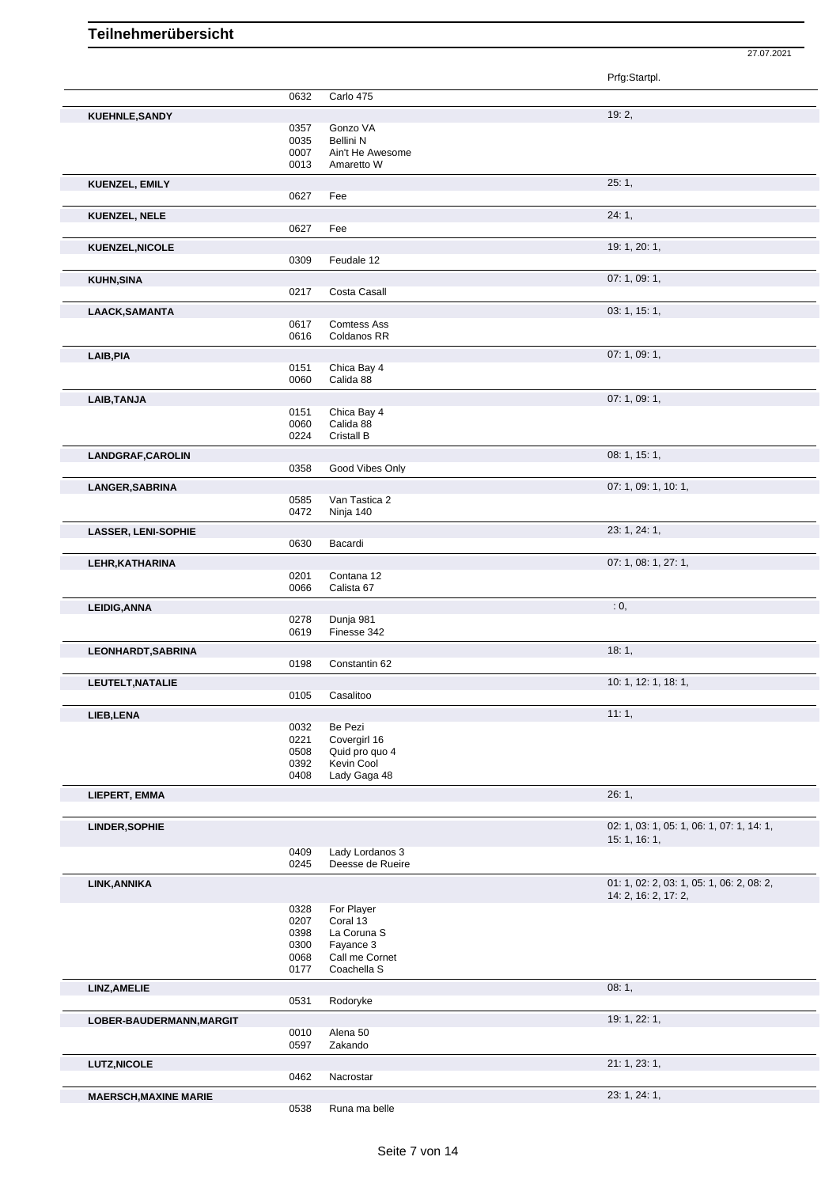# Teilnehmerübersicht

27.07.2021

| Name | Nr. | Pferd | Prfg:Startpl. |
|---|---|---|---|
| | 0632 | Carlo 475 | |
| **KUEHNLE,SANDY** | | | 19: 2, |
| | 0357 | Gonzo VA | |
| | 0035 | Bellini N | |
| | 0007 | Ain't He Awesome | |
| | 0013 | Amaretto W | |
| **KUENZEL, EMILY** | | | 25: 1, |
| | 0627 | Fee | |
| **KUENZEL, NELE** | | | 24: 1, |
| | 0627 | Fee | |
| **KUENZEL,NICOLE** | | | 19: 1, 20: 1, |
| | 0309 | Feudale 12 | |
| **KUHN,SINA** | | | 07: 1, 09: 1, |
| | 0217 | Costa Casall | |
| **LAACK,SAMANTA** | | | 03: 1, 15: 1, |
| | 0617 | Comtess Ass | |
| | 0616 | Coldanos RR | |
| **LAIB,PIA** | | | 07: 1, 09: 1, |
| | 0151 | Chica Bay 4 | |
| | 0060 | Calida 88 | |
| **LAIB,TANJA** | | | 07: 1, 09: 1, |
| | 0151 | Chica Bay 4 | |
| | 0060 | Calida 88 | |
| | 0224 | Cristall B | |
| **LANDGRAF,CAROLIN** | | | 08: 1, 15: 1, |
| | 0358 | Good Vibes Only | |
| **LANGER,SABRINA** | | | 07: 1, 09: 1, 10: 1, |
| | 0585 | Van Tastica 2 | |
| | 0472 | Ninja 140 | |
| **LASSER, LENI-SOPHIE** | | | 23: 1, 24: 1, |
| | 0630 | Bacardi | |
| **LEHR,KATHARINA** | | | 07: 1, 08: 1, 27: 1, |
| | 0201 | Contana 12 | |
| | 0066 | Calista 67 | |
| **LEIDIG,ANNA** | | | : 0, |
| | 0278 | Dunja 981 | |
| | 0619 | Finesse 342 | |
| **LEONHARDT,SABRINA** | | | 18: 1, |
| | 0198 | Constantin 62 | |
| **LEUTELT,NATALIE** | | | 10: 1, 12: 1, 18: 1, |
| | 0105 | Casalitoo | |
| **LIEB,LENA** | | | 11: 1, |
| | 0032 | Be Pezi | |
| | 0221 | Covergirl 16 | |
| | 0508 | Quid pro quo 4 | |
| | 0392 | Kevin Cool | |
| | 0408 | Lady Gaga 48 | |
| **LIEPERT, EMMA** | | | 26: 1, |
| **LINDER,SOPHIE** | | | 02: 1, 03: 1, 05: 1, 06: 1, 07: 1, 14: 1, 15: 1, 16: 1, |
| | 0409 | Lady Lordanos 3 | |
| | 0245 | Deesse de Rueire | |
| **LINK,ANNIKA** | | | 01: 1, 02: 2, 03: 1, 05: 1, 06: 2, 08: 2, 14: 2, 16: 2, 17: 2, |
| | 0328 | For Player | |
| | 0207 | Coral 13 | |
| | 0398 | La Coruna S | |
| | 0300 | Fayance 3 | |
| | 0068 | Call me Cornet | |
| | 0177 | Coachella S | |
| **LINZ,AMELIE** | | | 08: 1, |
| | 0531 | Rodoryke | |
| **LOBER-BAUDERMANN,MARGIT** | | | 19: 1, 22: 1, |
| | 0010 | Alena 50 | |
| | 0597 | Zakando | |
| **LUTZ,NICOLE** | | | 21: 1, 23: 1, |
| | 0462 | Nacrostar | |
| **MAERSCH,MAXINE MARIE** | | | 23: 1, 24: 1, |
| | 0538 | Runa ma belle | |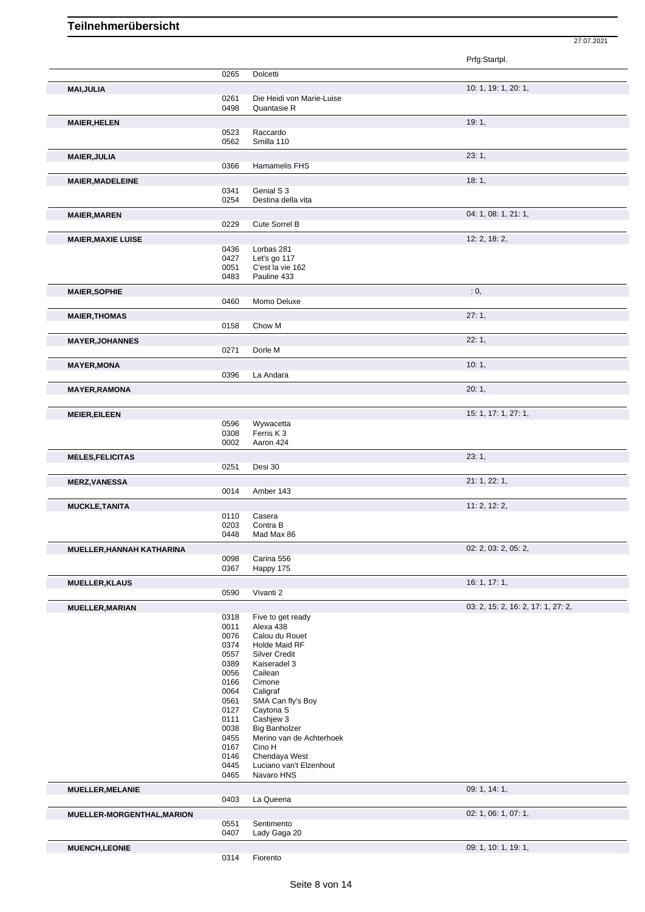# Teilnehmerübersicht

27.07.2021

| Teilnehmer | Nr. | Pferd | Prfg:Startpl. |
|---|---|---|---|
| | 0265 | Dolcetti | |
| **MAI,JULIA** | | | 10: 1, 19: 1, 20: 1, |
| | 0261 | Die Heidi von Marie-Luise | |
| | 0498 | Quantasie R | |
| **MAIER,HELEN** | | | 19: 1, |
| | 0523 | Raccardo | |
| | 0562 | Smilla 110 | |
| **MAIER,JULIA** | | | 23: 1, |
| | 0366 | Hamamelis FHS | |
| **MAIER,MADELEINE** | | | 18: 1, |
| | 0341 | Genial S 3 | |
| | 0254 | Destina della vita | |
| **MAIER,MAREN** | | | 04: 1, 08: 1, 21: 1, |
| | 0229 | Cute Sorrel B | |
| **MAIER,MAXIE LUISE** | | | 12: 2, 18: 2, |
| | 0436 | Lorbas 281 | |
| | 0427 | Let's go 117 | |
| | 0051 | C'est la vie 162 | |
| | 0483 | Pauline 433 | |
| **MAIER,SOPHIE** | | | : 0, |
| | 0460 | Momo Deluxe | |
| **MAIER,THOMAS** | | | 27: 1, |
| | 0158 | Chow M | |
| **MAYER,JOHANNES** | | | 22: 1, |
| | 0271 | Dorle M | |
| **MAYER,MONA** | | | 10: 1, |
| | 0396 | La Andara | |
| **MAYER,RAMONA** | | | 20: 1, |
| **MEIER,EILEEN** | | | 15: 1, 17: 1, 27: 1, |
| | 0596 | Wywacetta | |
| | 0308 | Ferris K 3 | |
| | 0002 | Aaron 424 | |
| **MELES,FELICITAS** | | | 23: 1, |
| | 0251 | Desi 30 | |
| **MERZ,VANESSA** | | | 21: 1, 22: 1, |
| | 0014 | Amber 143 | |
| **MUCKLE,TANITA** | | | 11: 2, 12: 2, |
| | 0110 | Casera | |
| | 0203 | Contra B | |
| | 0448 | Mad Max 86 | |
| **MUELLER,HANNAH KATHARINA** | | | 02: 2, 03: 2, 05: 2, |
| | 0098 | Carina 556 | |
| | 0367 | Happy 175 | |
| **MUELLER,KLAUS** | | | 16: 1, 17: 1, |
| | 0590 | Vivanti 2 | |
| **MUELLER,MARIAN** | | | 03: 2, 15: 2, 16: 2, 17: 1, 27: 2, |
| | 0318 | Five to get ready | |
| | 0011 | Alexa 438 | |
| | 0076 | Calou du Rouet | |
| | 0374 | Holde Maid RF | |
| | 0557 | Silver Credit | |
| | 0389 | Kaiseradel 3 | |
| | 0056 | Cailean | |
| | 0166 | Cimone | |
| | 0064 | Caligraf | |
| | 0561 | SMA Can fly's Boy | |
| | 0127 | Caytona S | |
| | 0111 | Cashjew 3 | |
| | 0038 | Big Banholzer | |
| | 0455 | Merino van de Achterhoek | |
| | 0167 | Cino H | |
| | 0146 | Chendaya West | |
| | 0445 | Luciano van't Elzenhout | |
| | 0465 | Navaro HNS | |
| **MUELLER,MELANIE** | | | 09: 1, 14: 1, |
| | 0403 | La Queena | |
| **MUELLER-MORGENTHAL,MARION** | | | 02: 1, 06: 1, 07: 1, |
| | 0551 | Sentimento | |
| | 0407 | Lady Gaga 20 | |
| **MUENCH,LEONIE** | | | 09: 1, 10: 1, 19: 1, |
| | 0314 | Fiorento | |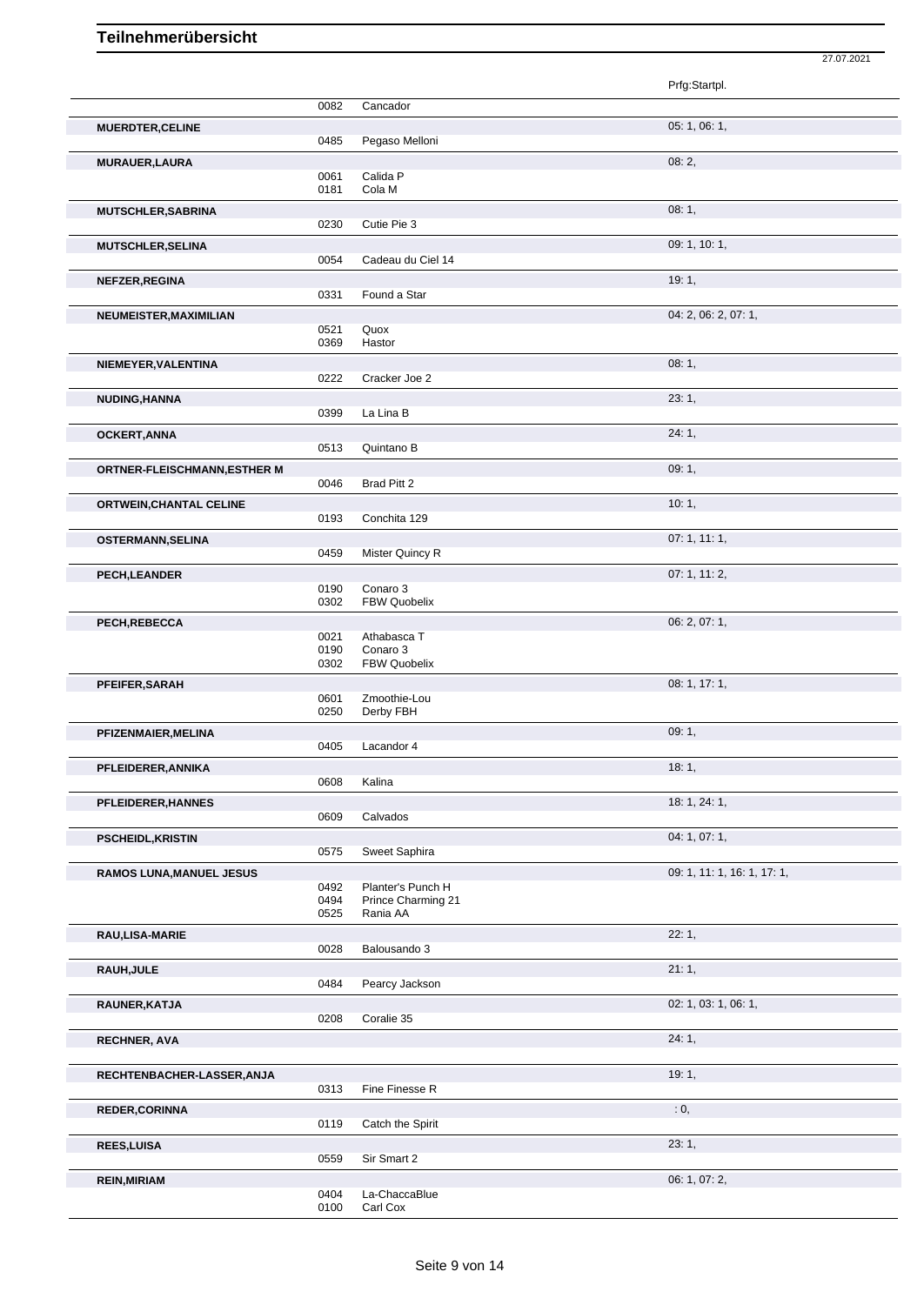# Teilnehmerübersicht

27.07.2021

| Name | Nr. | Pferd | Prfg:Startpl. |
|---|---|---|---|
| | 0082 | Cancador | |
| **MUERDTER,CELINE** | | | 05: 1, 06: 1, |
| | 0485 | Pegaso Melloni | |
| **MURAUER,LAURA** | | | 08: 2, |
| | 0061 | Calida P | |
| | 0181 | Cola M | |
| **MUTSCHLER,SABRINA** | | | 08: 1, |
| | 0230 | Cutie Pie 3 | |
| **MUTSCHLER,SELINA** | | | 09: 1, 10: 1, |
| | 0054 | Cadeau du Ciel 14 | |
| **NEFZER,REGINA** | | | 19: 1, |
| | 0331 | Found a Star | |
| **NEUMEISTER,MAXIMILIAN** | | | 04: 2, 06: 2, 07: 1, |
| | 0521 | Quox | |
| | 0369 | Hastor | |
| **NIEMEYER,VALENTINA** | | | 08: 1, |
| | 0222 | Cracker Joe 2 | |
| **NUDING,HANNA** | | | 23: 1, |
| | 0399 | La Lina B | |
| **OCKERT,ANNA** | | | 24: 1, |
| | 0513 | Quintano B | |
| **ORTNER-FLEISCHMANN,ESTHER M** | | | 09: 1, |
| | 0046 | Brad Pitt 2 | |
| **ORTWEIN,CHANTAL CELINE** | | | 10: 1, |
| | 0193 | Conchita 129 | |
| **OSTERMANN,SELINA** | | | 07: 1, 11: 1, |
| | 0459 | Mister Quincy R | |
| **PECH,LEANDER** | | | 07: 1, 11: 2, |
| | 0190 | Conaro 3 | |
| | 0302 | FBW Quobelix | |
| **PECH,REBECCA** | | | 06: 2, 07: 1, |
| | 0021 | Athabasca T | |
| | 0190 | Conaro 3 | |
| | 0302 | FBW Quobelix | |
| **PFEIFER,SARAH** | | | 08: 1, 17: 1, |
| | 0601 | Zmoothie-Lou | |
| | 0250 | Derby FBH | |
| **PFIZENMAIER,MELINA** | | | 09: 1, |
| | 0405 | Lacandor 4 | |
| **PFLEIDERER,ANNIKA** | | | 18: 1, |
| | 0608 | Kalina | |
| **PFLEIDERER,HANNES** | | | 18: 1, 24: 1, |
| | 0609 | Calvados | |
| **PSCHEIDL,KRISTIN** | | | 04: 1, 07: 1, |
| | 0575 | Sweet Saphira | |
| **RAMOS LUNA,MANUEL JESUS** | | | 09: 1, 11: 1, 16: 1, 17: 1, |
| | 0492 | Planter's Punch H | |
| | 0494 | Prince Charming 21 | |
| | 0525 | Rania AA | |
| **RAU,LISA-MARIE** | | | 22: 1, |
| | 0028 | Balousando 3 | |
| **RAUH,JULE** | | | 21: 1, |
| | 0484 | Pearcy Jackson | |
| **RAUNER,KATJA** | | | 02: 1, 03: 1, 06: 1, |
| | 0208 | Coralie 35 | |
| **RECHNER, AVA** | | | 24: 1, |
| **RECHTENBACHER-LASSER,ANJA** | | | 19: 1, |
| | 0313 | Fine Finesse R | |
| **REDER,CORINNA** | | | : 0, |
| | 0119 | Catch the Spirit | |
| **REES,LUISA** | | | 23: 1, |
| | 0559 | Sir Smart 2 | |
| **REIN,MIRIAM** | | | 06: 1, 07: 2, |
| | 0404 | La-ChaccaBlue | |
| | 0100 | Carl Cox | |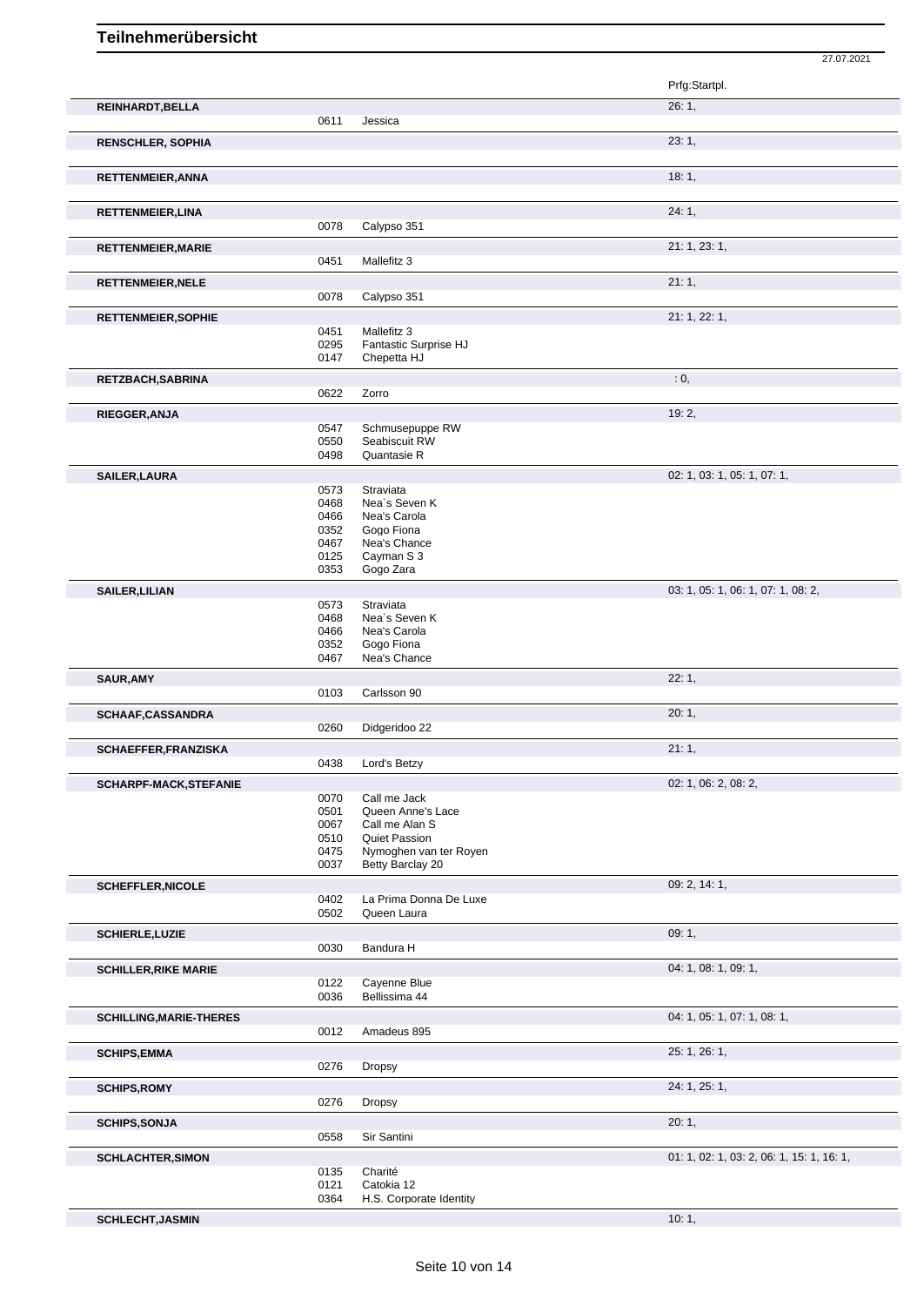# Teilnehmerübersicht

27.07.2021

| Name | Nr. | Pferd | Prfg:Startpl. |
|---|---|---|---|
| **REINHARDT,BELLA** | | | 26: 1, |
| | 0611 | Jessica | |
| **RENSCHLER, SOPHIA** | | | 23: 1, |
| **RETTENMEIER,ANNA** | | | 18: 1, |
| **RETTENMEIER,LINA** | | | 24: 1, |
| | 0078 | Calypso 351 | |
| **RETTENMEIER,MARIE** | | | 21: 1, 23: 1, |
| | 0451 | Mallefitz 3 | |
| **RETTENMEIER,NELE** | | | 21: 1, |
| | 0078 | Calypso 351 | |
| **RETTENMEIER,SOPHIE** | | | 21: 1, 22: 1, |
| | 0451 | Mallefitz 3 | |
| | 0295 | Fantastic Surprise HJ | |
| | 0147 | Chepetta HJ | |
| **RETZBACH,SABRINA** | | | : 0, |
| | 0622 | Zorro | |
| **RIEGGER,ANJA** | | | 19: 2, |
| | 0547 | Schmusepuppe RW | |
| | 0550 | Seabiscuit RW | |
| | 0498 | Quantasie R | |
| **SAILER,LAURA** | | | 02: 1, 03: 1, 05: 1, 07: 1, |
| | 0573 | Straviata | |
| | 0468 | Nea`s Seven K | |
| | 0466 | Nea's Carola | |
| | 0352 | Gogo Fiona | |
| | 0467 | Nea's Chance | |
| | 0125 | Cayman S 3 | |
| | 0353 | Gogo Zara | |
| **SAILER,LILIAN** | | | 03: 1, 05: 1, 06: 1, 07: 1, 08: 2, |
| | 0573 | Straviata | |
| | 0468 | Nea`s Seven K | |
| | 0466 | Nea's Carola | |
| | 0352 | Gogo Fiona | |
| | 0467 | Nea's Chance | |
| **SAUR,AMY** | | | 22: 1, |
| | 0103 | Carlsson 90 | |
| **SCHAAF,CASSANDRA** | | | 20: 1, |
| | 0260 | Didgeridoo 22 | |
| **SCHAEFFER,FRANZISKA** | | | 21: 1, |
| | 0438 | Lord's Betzy | |
| **SCHARPF-MACK,STEFANIE** | | | 02: 1, 06: 2, 08: 2, |
| | 0070 | Call me Jack | |
| | 0501 | Queen Anne's Lace | |
| | 0067 | Call me Alan S | |
| | 0510 | Quiet Passion | |
| | 0475 | Nymoghen van ter Royen | |
| | 0037 | Betty Barclay 20 | |
| **SCHEFFLER,NICOLE** | | | 09: 2, 14: 1, |
| | 0402 | La Prima Donna De Luxe | |
| | 0502 | Queen Laura | |
| **SCHIERLE,LUZIE** | | | 09: 1, |
| | 0030 | Bandura H | |
| **SCHILLER,RIKE MARIE** | | | 04: 1, 08: 1, 09: 1, |
| | 0122 | Cayenne Blue | |
| | 0036 | Bellissima 44 | |
| **SCHILLING,MARIE-THERES** | | | 04: 1, 05: 1, 07: 1, 08: 1, |
| | 0012 | Amadeus 895 | |
| **SCHIPS,EMMA** | | | 25: 1, 26: 1, |
| | 0276 | Dropsy | |
| **SCHIPS,ROMY** | | | 24: 1, 25: 1, |
| | 0276 | Dropsy | |
| **SCHIPS,SONJA** | | | 20: 1, |
| | 0558 | Sir Santini | |
| **SCHLACHTER,SIMON** | | | 01: 1, 02: 1, 03: 2, 06: 1, 15: 1, 16: 1, |
| | 0135 | Charité | |
| | 0121 | Catokia 12 | |
| | 0364 | H.S. Corporate Identity | |
| **SCHLECHT,JASMIN** | | | 10: 1, |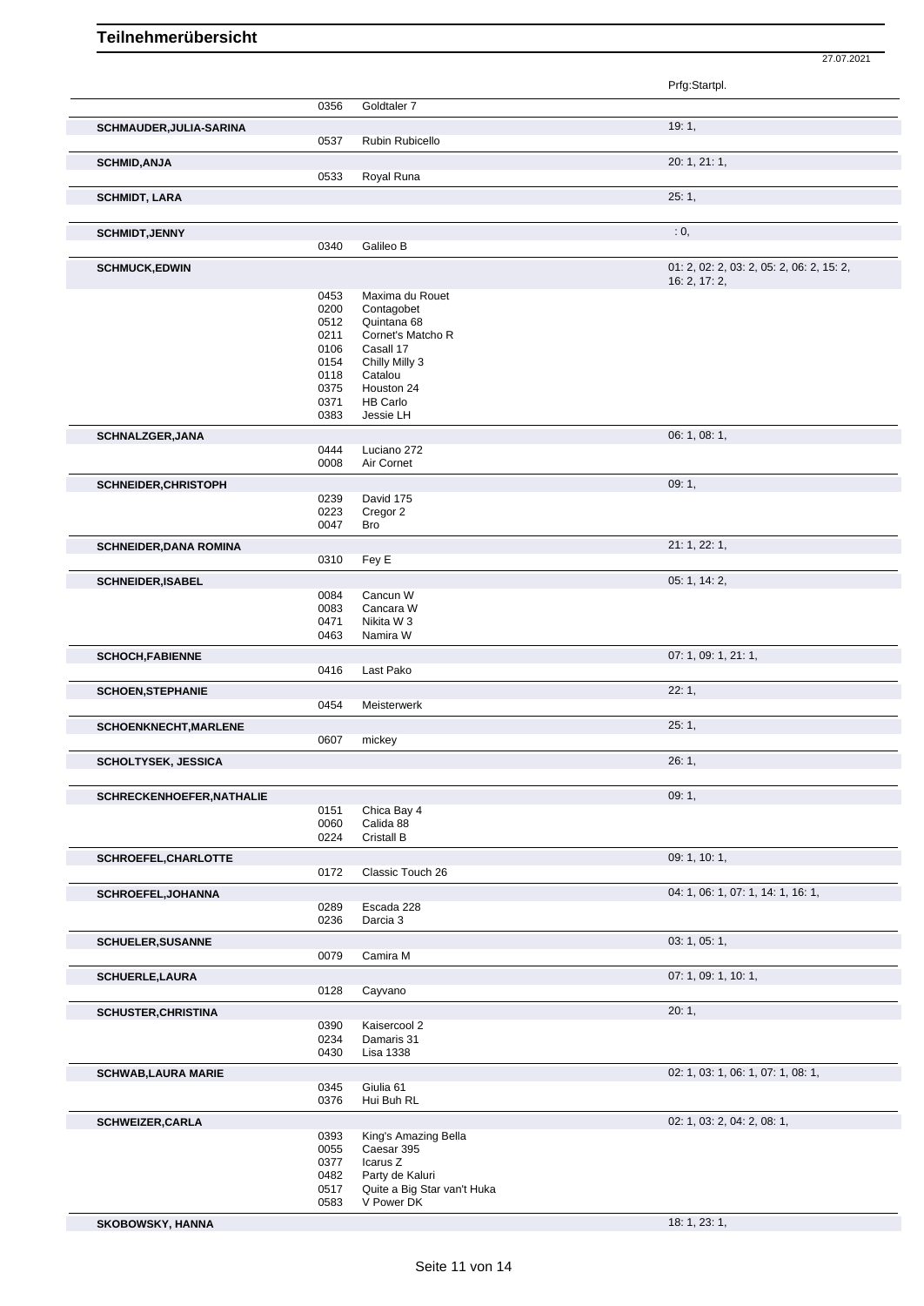# Teilnehmerübersicht

27.07.2021

| | | | Prfg:Startpl. |
|---|---|---|---|
| | 0356 | Goldtaler 7 | |
| **SCHMAUDER,JULIA-SARINA** | | | 19: 1, |
| | 0537 | Rubin Rubicello | |
| **SCHMID,ANJA** | | | 20: 1, 21: 1, |
| | 0533 | Royal Runa | |
| **SCHMIDT, LARA** | | | 25: 1, |
| **SCHMIDT,JENNY** | | | : 0, |
| | 0340 | Galileo B | |
| **SCHMUCK,EDWIN** | | | 01: 2, 02: 2, 03: 2, 05: 2, 06: 2, 15: 2, 16: 2, 17: 2, |
| | 0453 | Maxima du Rouet | |
| | 0200 | Contagobet | |
| | 0512 | Quintana 68 | |
| | 0211 | Cornet's Matcho R | |
| | 0106 | Casall 17 | |
| | 0154 | Chilly Milly 3 | |
| | 0118 | Catalou | |
| | 0375 | Houston 24 | |
| | 0371 | HB Carlo | |
| | 0383 | Jessie LH | |
| **SCHNALZGER,JANA** | | | 06: 1, 08: 1, |
| | 0444 | Luciano 272 | |
| | 0008 | Air Cornet | |
| **SCHNEIDER,CHRISTOPH** | | | 09: 1, |
| | 0239 | David 175 | |
| | 0223 | Cregor 2 | |
| | 0047 | Bro | |
| **SCHNEIDER,DANA ROMINA** | | | 21: 1, 22: 1, |
| | 0310 | Fey E | |
| **SCHNEIDER,ISABEL** | | | 05: 1, 14: 2, |
| | 0084 | Cancun W | |
| | 0083 | Cancara W | |
| | 0471 | Nikita W 3 | |
| | 0463 | Namira W | |
| **SCHOCH,FABIENNE** | | | 07: 1, 09: 1, 21: 1, |
| | 0416 | Last Pako | |
| **SCHOEN,STEPHANIE** | | | 22: 1, |
| | 0454 | Meisterwerk | |
| **SCHOENKNECHT,MARLENE** | | | 25: 1, |
| | 0607 | mickey | |
| **SCHOLTYSEK, JESSICA** | | | 26: 1, |
| **SCHRECKENHOEFER,NATHALIE** | | | 09: 1, |
| | 0151 | Chica Bay 4 | |
| | 0060 | Calida 88 | |
| | 0224 | Cristall B | |
| **SCHROEFEL,CHARLOTTE** | | | 09: 1, 10: 1, |
| | 0172 | Classic Touch 26 | |
| **SCHROEFEL,JOHANNA** | | | 04: 1, 06: 1, 07: 1, 14: 1, 16: 1, |
| | 0289 | Escada 228 | |
| | 0236 | Darcia 3 | |
| **SCHUELER,SUSANNE** | | | 03: 1, 05: 1, |
| | 0079 | Camira M | |
| **SCHUERLE,LAURA** | | | 07: 1, 09: 1, 10: 1, |
| | 0128 | Cayvano | |
| **SCHUSTER,CHRISTINA** | | | 20: 1, |
| | 0390 | Kaisercool 2 | |
| | 0234 | Damaris 31 | |
| | 0430 | Lisa 1338 | |
| **SCHWAB,LAURA MARIE** | | | 02: 1, 03: 1, 06: 1, 07: 1, 08: 1, |
| | 0345 | Giulia 61 | |
| | 0376 | Hui Buh RL | |
| **SCHWEIZER,CARLA** | | | 02: 1, 03: 2, 04: 2, 08: 1, |
| | 0393 | King's Amazing Bella | |
| | 0055 | Caesar 395 | |
| | 0377 | Icarus Z | |
| | 0482 | Party de Kaluri | |
| | 0517 | Quite a Big Star van't Huka | |
| | 0583 | V Power DK | |
| **SKOBOWSKY, HANNA** | | | 18: 1, 23: 1, |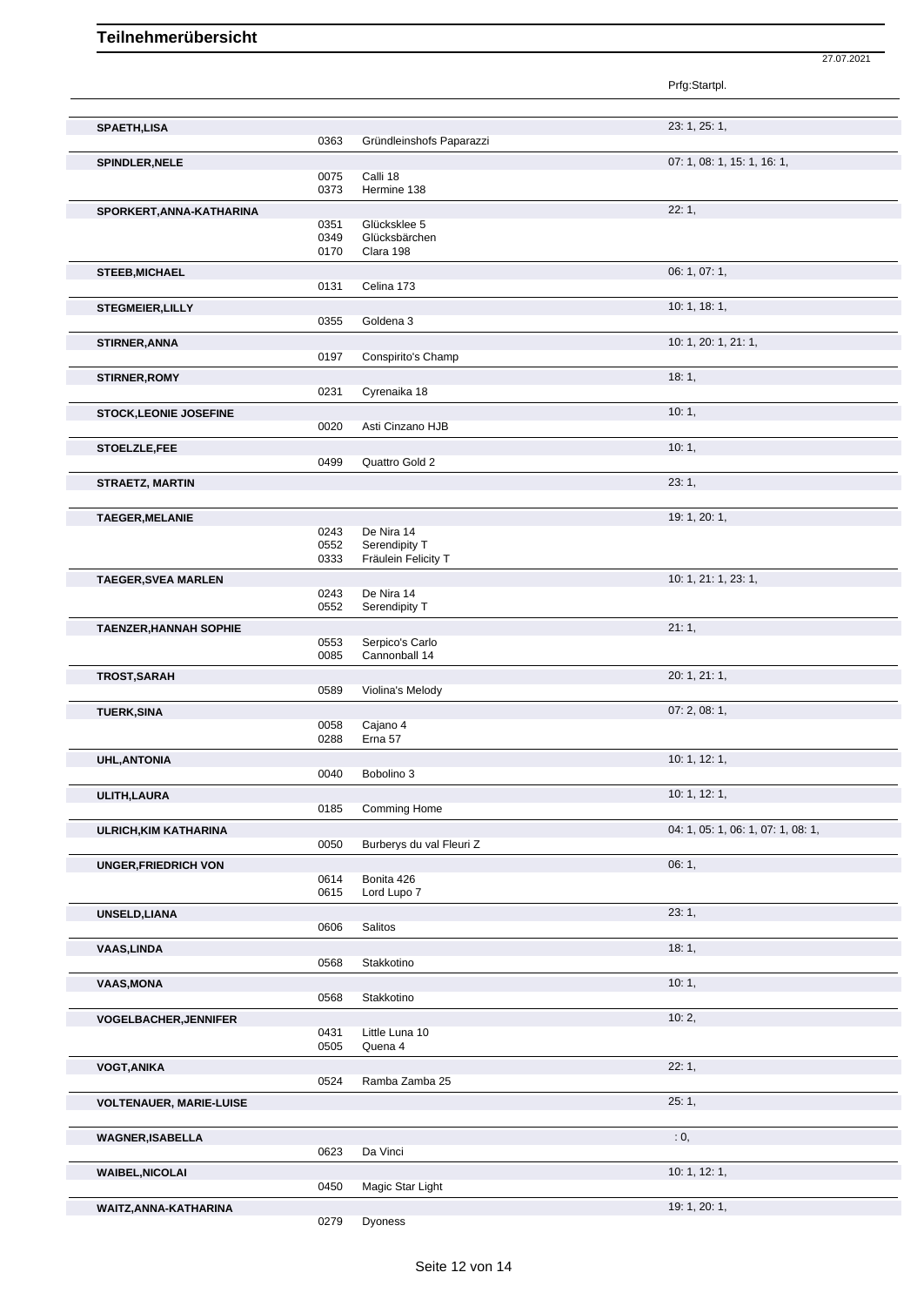# Teilnehmerübersicht

27.07.2021

| Name | Nr. | Pferd | Prfg:Startpl. |
|---|---|---|---|
| **SPAETH,LISA** | | | 23: 1, 25: 1, |
| | 0363 | Gründleinshofs Paparazzi | |
| **SPINDLER,NELE** | | | 07: 1, 08: 1, 15: 1, 16: 1, |
| | 0075 | Calli 18 | |
| | 0373 | Hermine 138 | |
| **SPORKERT,ANNA-KATHARINA** | | | 22: 1, |
| | 0351 | Glücksklee 5 | |
| | 0349 | Glücksbärchen | |
| | 0170 | Clara 198 | |
| **STEEB,MICHAEL** | | | 06: 1, 07: 1, |
| | 0131 | Celina 173 | |
| **STEGMEIER,LILLY** | | | 10: 1, 18: 1, |
| | 0355 | Goldena 3 | |
| **STIRNER,ANNA** | | | 10: 1, 20: 1, 21: 1, |
| | 0197 | Conspirito's Champ | |
| **STIRNER,ROMY** | | | 18: 1, |
| | 0231 | Cyrenaika 18 | |
| **STOCK,LEONIE JOSEFINE** | | | 10: 1, |
| | 0020 | Asti Cinzano HJB | |
| **STOELZLE,FEE** | | | 10: 1, |
| | 0499 | Quattro Gold 2 | |
| **STRAETZ, MARTIN** | | | 23: 1, |
| **TAEGER,MELANIE** | | | 19: 1, 20: 1, |
| | 0243 | De Nira 14 | |
| | 0552 | Serendipity T | |
| | 0333 | Fräulein Felicity T | |
| **TAEGER,SVEA MARLEN** | | | 10: 1, 21: 1, 23: 1, |
| | 0243 | De Nira 14 | |
| | 0552 | Serendipity T | |
| **TAENZER,HANNAH SOPHIE** | | | 21: 1, |
| | 0553 | Serpico's Carlo | |
| | 0085 | Cannonball 14 | |
| **TROST,SARAH** | | | 20: 1, 21: 1, |
| | 0589 | Violina's Melody | |
| **TUERK,SINA** | | | 07: 2, 08: 1, |
| | 0058 | Cajano 4 | |
| | 0288 | Erna 57 | |
| **UHL,ANTONIA** | | | 10: 1, 12: 1, |
| | 0040 | Bobolino 3 | |
| **ULITH,LAURA** | | | 10: 1, 12: 1, |
| | 0185 | Comming Home | |
| **ULRICH,KIM KATHARINA** | | | 04: 1, 05: 1, 06: 1, 07: 1, 08: 1, |
| | 0050 | Burberys du val Fleuri Z | |
| **UNGER,FRIEDRICH VON** | | | 06: 1, |
| | 0614 | Bonita 426 | |
| | 0615 | Lord Lupo 7 | |
| **UNSELD,LIANA** | | | 23: 1, |
| | 0606 | Salitos | |
| **VAAS,LINDA** | | | 18: 1, |
| | 0568 | Stakkotino | |
| **VAAS,MONA** | | | 10: 1, |
| | 0568 | Stakkotino | |
| **VOGELBACHER,JENNIFER** | | | 10: 2, |
| | 0431 | Little Luna 10 | |
| | 0505 | Quena 4 | |
| **VOGT,ANIKA** | | | 22: 1, |
| | 0524 | Ramba Zamba 25 | |
| **VOLTENAUER, MARIE-LUISE** | | | 25: 1, |
| **WAGNER,ISABELLA** | | | : 0, |
| | 0623 | Da Vinci | |
| **WAIBEL,NICOLAI** | | | 10: 1, 12: 1, |
| | 0450 | Magic Star Light | |
| **WAITZ,ANNA-KATHARINA** | | | 19: 1, 20: 1, |
| | 0279 | Dyoness | |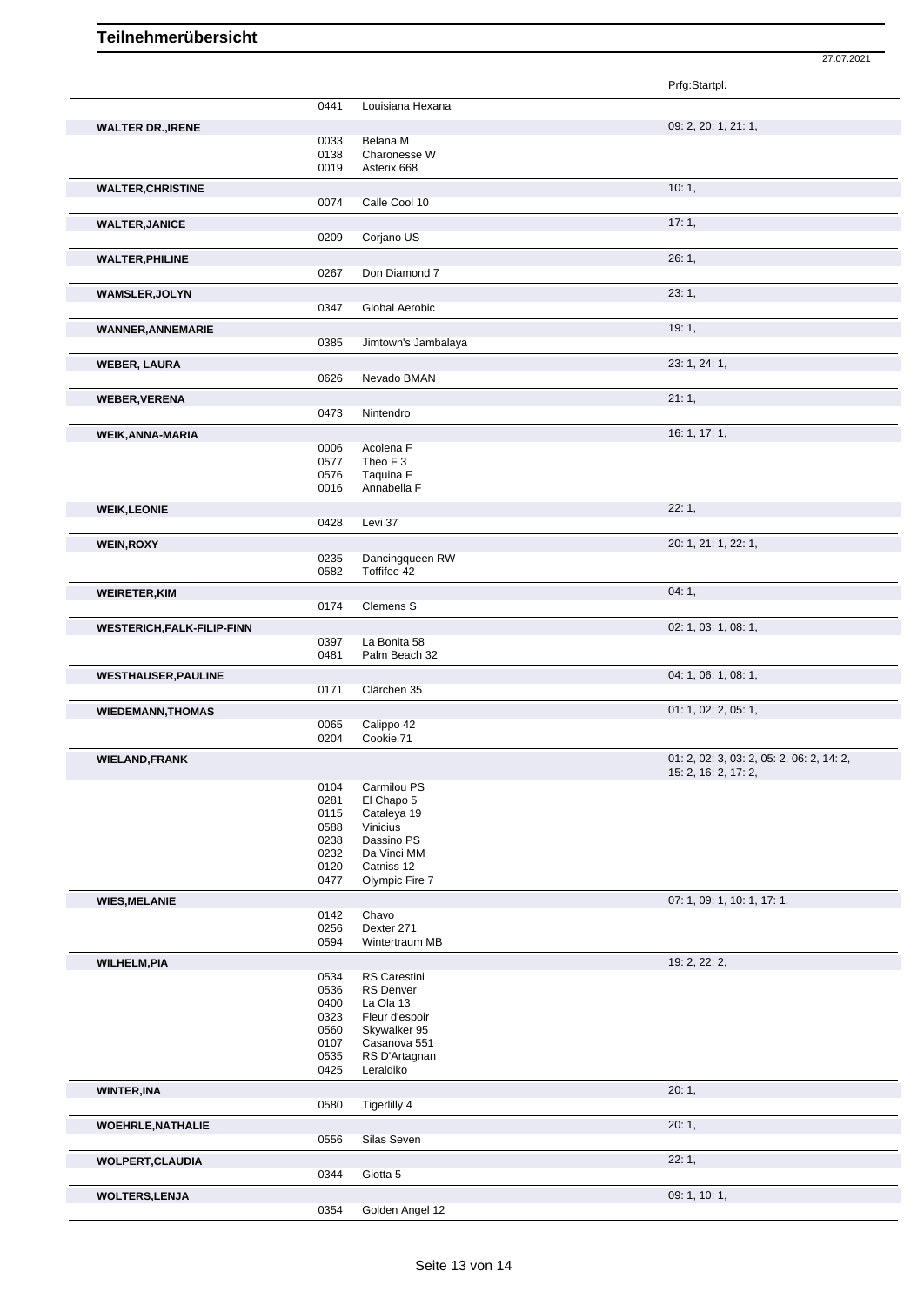# Teilnehmerübersicht

27.07.2021

| Teilnehmer | Nr. | Pferd | Prfg:Startpl. |
|---|---|---|---|
| | 0441 | Louisiana Hexana | |
| **WALTER DR.,IRENE** | | | 09: 2, 20: 1, 21: 1, |
| | 0033 | Belana M | |
| | 0138 | Charonesse W | |
| | 0019 | Asterix 668 | |
| **WALTER,CHRISTINE** | | | 10: 1, |
| | 0074 | Calle Cool 10 | |
| **WALTER,JANICE** | | | 17: 1, |
| | 0209 | Corjano US | |
| **WALTER,PHILINE** | | | 26: 1, |
| | 0267 | Don Diamond 7 | |
| **WAMSLER,JOLYN** | | | 23: 1, |
| | 0347 | Global Aerobic | |
| **WANNER,ANNEMARIE** | | | 19: 1, |
| | 0385 | Jimtown's Jambalaya | |
| **WEBER, LAURA** | | | 23: 1, 24: 1, |
| | 0626 | Nevado BMAN | |
| **WEBER,VERENA** | | | 21: 1, |
| | 0473 | Nintendro | |
| **WEIK,ANNA-MARIA** | | | 16: 1, 17: 1, |
| | 0006 | Acolena F | |
| | 0577 | Theo F 3 | |
| | 0576 | Taquina F | |
| | 0016 | Annabella F | |
| **WEIK,LEONIE** | | | 22: 1, |
| | 0428 | Levi 37 | |
| **WEIN,ROXY** | | | 20: 1, 21: 1, 22: 1, |
| | 0235 | Dancingqueen RW | |
| | 0582 | Toffifee 42 | |
| **WEIRETER,KIM** | | | 04: 1, |
| | 0174 | Clemens S | |
| **WESTERICH,FALK-FILIP-FINN** | | | 02: 1, 03: 1, 08: 1, |
| | 0397 | La Bonita 58 | |
| | 0481 | Palm Beach 32 | |
| **WESTHAUSER,PAULINE** | | | 04: 1, 06: 1, 08: 1, |
| | 0171 | Clärchen 35 | |
| **WIEDEMANN,THOMAS** | | | 01: 1, 02: 2, 05: 1, |
| | 0065 | Calippo 42 | |
| | 0204 | Cookie 71 | |
| **WIELAND,FRANK** | | | 01: 2, 02: 3, 03: 2, 05: 2, 06: 2, 14: 2, 15: 2, 16: 2, 17: 2, |
| | 0104 | Carmilou PS | |
| | 0281 | El Chapo 5 | |
| | 0115 | Cataleya 19 | |
| | 0588 | Vinicius | |
| | 0238 | Dassino PS | |
| | 0232 | Da Vinci MM | |
| | 0120 | Catniss 12 | |
| | 0477 | Olympic Fire 7 | |
| **WIES,MELANIE** | | | 07: 1, 09: 1, 10: 1, 17: 1, |
| | 0142 | Chavo | |
| | 0256 | Dexter 271 | |
| | 0594 | Wintertraum MB | |
| **WILHELM,PIA** | | | 19: 2, 22: 2, |
| | 0534 | RS Carestini | |
| | 0536 | RS Denver | |
| | 0400 | La Ola 13 | |
| | 0323 | Fleur d'espoir | |
| | 0560 | Skywalker 95 | |
| | 0107 | Casanova 551 | |
| | 0535 | RS D'Artagnan | |
| | 0425 | Leraldiko | |
| **WINTER,INA** | | | 20: 1, |
| | 0580 | Tigerlilly 4 | |
| **WOEHRLE,NATHALIE** | | | 20: 1, |
| | 0556 | Silas Seven | |
| **WOLPERT,CLAUDIA** | | | 22: 1, |
| | 0344 | Giotta 5 | |
| **WOLTERS,LENJA** | | | 09: 1, 10: 1, |
| | 0354 | Golden Angel 12 | |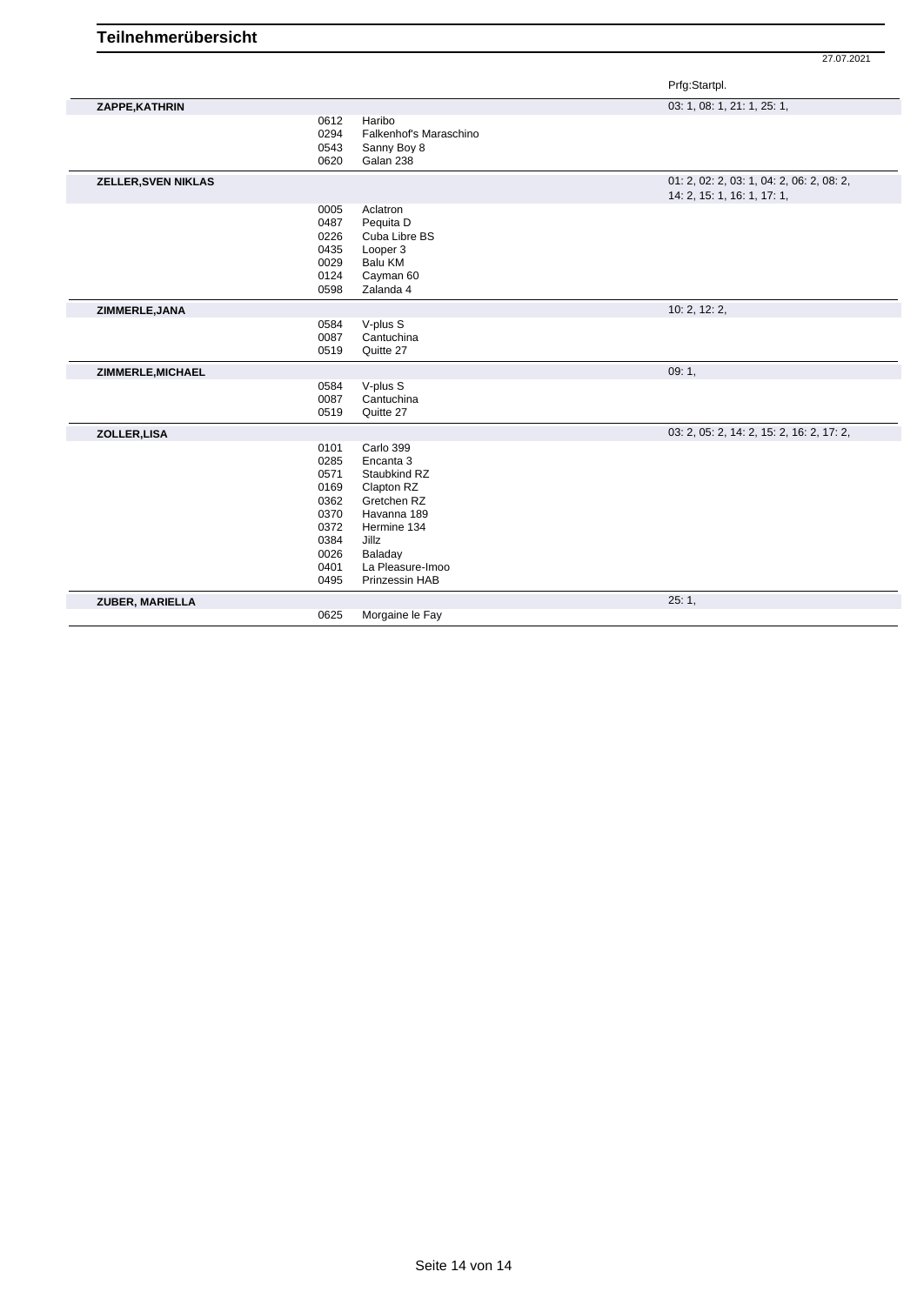# Teilnehmerübersicht

27.07.2021

| Teilnehmer | Nr. | Pferd | Prfg:Startpl. |
|---|---|---|---|
| **ZAPPE,KATHRIN** | | | 03: 1, 08: 1, 21: 1, 25: 1, |
| | 0612 | Haribo | |
| | 0294 | Falkenhof's Maraschino | |
| | 0543 | Sanny Boy 8 | |
| | 0620 | Galan 238 | |
| **ZELLER,SVEN NIKLAS** | | | 01: 2, 02: 2, 03: 1, 04: 2, 06: 2, 08: 2, 14: 2, 15: 1, 16: 1, 17: 1, |
| | 0005 | Aclatron | |
| | 0487 | Pequita D | |
| | 0226 | Cuba Libre BS | |
| | 0435 | Looper 3 | |
| | 0029 | Balu KM | |
| | 0124 | Cayman 60 | |
| | 0598 | Zalanda 4 | |
| **ZIMMERLE,JANA** | | | 10: 2, 12: 2, |
| | 0584 | V-plus S | |
| | 0087 | Cantuchina | |
| | 0519 | Quitte 27 | |
| **ZIMMERLE,MICHAEL** | | | 09: 1, |
| | 0584 | V-plus S | |
| | 0087 | Cantuchina | |
| | 0519 | Quitte 27 | |
| **ZOLLER,LISA** | | | 03: 2, 05: 2, 14: 2, 15: 2, 16: 2, 17: 2, |
| | 0101 | Carlo 399 | |
| | 0285 | Encanta 3 | |
| | 0571 | Staubkind RZ | |
| | 0169 | Clapton RZ | |
| | 0362 | Gretchen RZ | |
| | 0370 | Havanna 189 | |
| | 0372 | Hermine 134 | |
| | 0384 | Jillz | |
| | 0026 | Baladay | |
| | 0401 | La Pleasure-Imoo | |
| | 0495 | Prinzessin HAB | |
| **ZUBER, MARIELLA** | | | 25: 1, |
| | 0625 | Morgaine le Fay | |